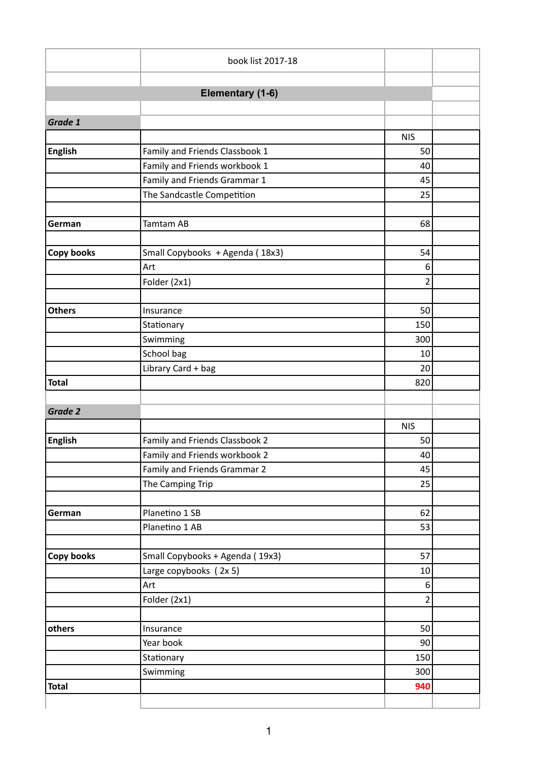book list 2017-18

## Elementary (1-6)

### *Grade 1*

| | | NIS |
|---|---|---|
| **English** | Family and Friends Classbook 1 | 50 |
| | Family and Friends workbook 1 | 40 |
| | Family and Friends Grammar 1 | 45 |
| | The Sandcastle Competition | 25 |
| | | |
| **German** | Tamtam AB | 68 |
| | | |
| **Copy books** | Small Copybooks + Agenda ( 18x3) | 54 |
| | Art | 6 |
| | Folder (2x1) | 2 |
| | | |
| **Others** | Insurance | 50 |
| | Stationary | 150 |
| | Swimming | 300 |
| | School bag | 10 |
| | Library Card + bag | 20 |
| **Total** | | 820 |

### *Grade 2*

| | | NIS |
|---|---|---|
| **English** | Family and Friends Classbook 2 | 50 |
| | Family and Friends workbook 2 | 40 |
| | Family and Friends Grammar 2 | 45 |
| | The Camping Trip | 25 |
| | | |
| **German** | Planetino 1 SB | 62 |
| | Planetino 1 AB | 53 |
| | | |
| **Copy books** | Small Copybooks + Agenda ( 19x3) | 57 |
| | Large copybooks ( 2x 5) | 10 |
| | Art | 6 |
| | Folder (2x1) | 2 |
| | | |
| **others** | Insurance | 50 |
| | Year book | 90 |
| | Stationary | 150 |
| | Swimming | 300 |
| **Total** | | 940 |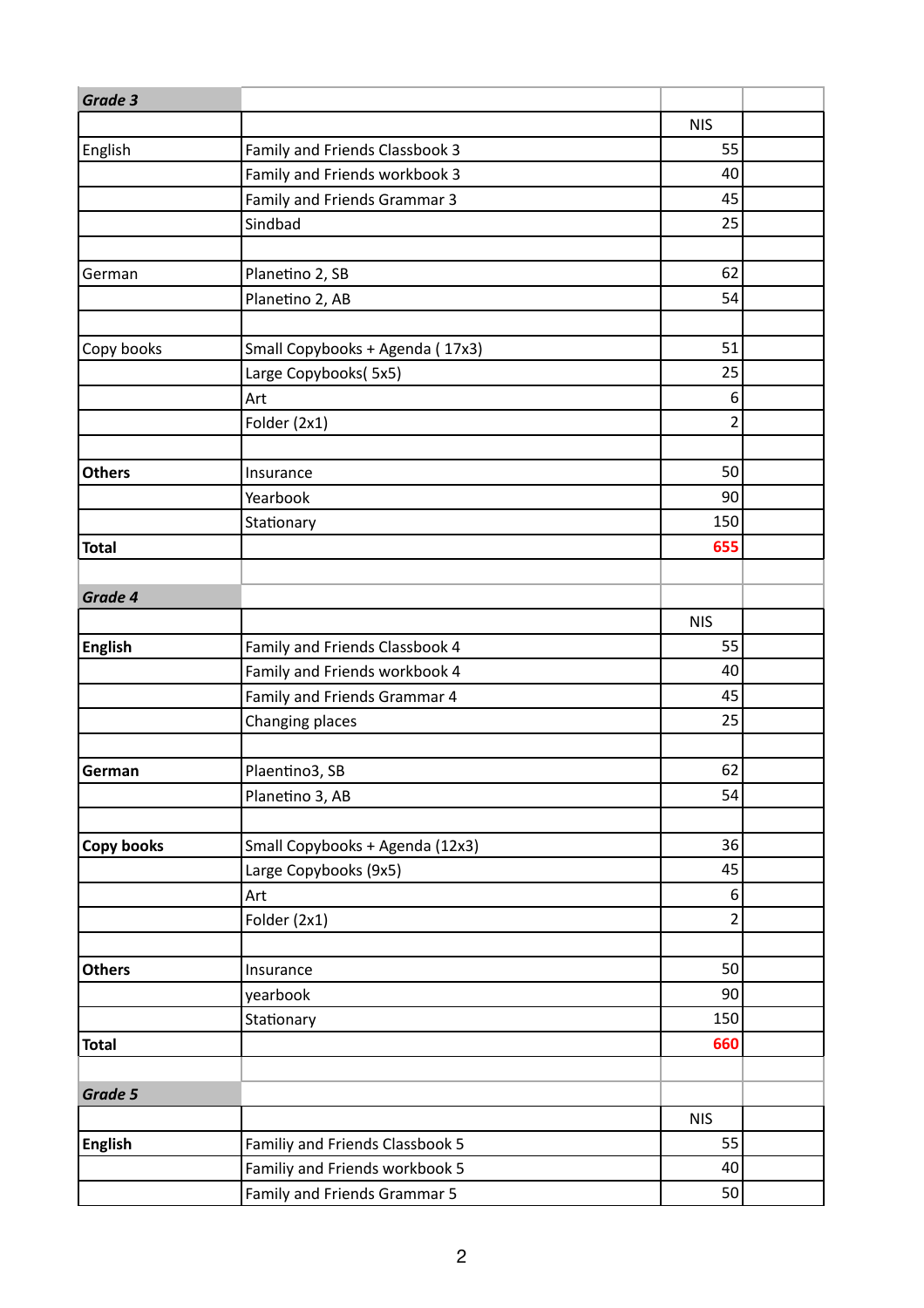| **Grade 3** | | | |
|---|---|---|---|
| | | NIS | |
| English | Family and Friends Classbook 3 | 55 | |
| | Family and Friends workbook 3 | 40 | |
| | Family and Friends Grammar 3 | 45 | |
| | Sindbad | 25 | |
| | | | |
| German | Planetino 2, SB | 62 | |
| | Planetino 2, AB | 54 | |
| | | | |
| Copy books | Small Copybooks + Agenda ( 17x3) | 51 | |
| | Large Copybooks( 5x5) | 25 | |
| | Art | 6 | |
| | Folder (2x1) | 2 | |
| | | | |
| **Others** | Insurance | 50 | |
| | Yearbook | 90 | |
| | Stationary | 150 | |
| **Total** | | **655** | |
| | | | |
| **Grade 4** | | | |
| | | NIS | |
| **English** | Family and Friends Classbook 4 | 55 | |
| | Family and Friends workbook 4 | 40 | |
| | Family and Friends Grammar 4 | 45 | |
| | Changing places | 25 | |
| | | | |
| **German** | Plaentino3, SB | 62 | |
| | Planetino 3, AB | 54 | |
| | | | |
| **Copy books** | Small Copybooks + Agenda (12x3) | 36 | |
| | Large Copybooks (9x5) | 45 | |
| | Art | 6 | |
| | Folder (2x1) | 2 | |
| | | | |
| **Others** | Insurance | 50 | |
| | yearbook | 90 | |
| | Stationary | 150 | |
| **Total** | | **660** | |
| | | | |
| **Grade 5** | | | |
| | | NIS | |
| **English** | Familiy and Friends Classbook 5 | 55 | |
| | Familiy and Friends workbook 5 | 40 | |
| | Family and Friends Grammar 5 | 50 | |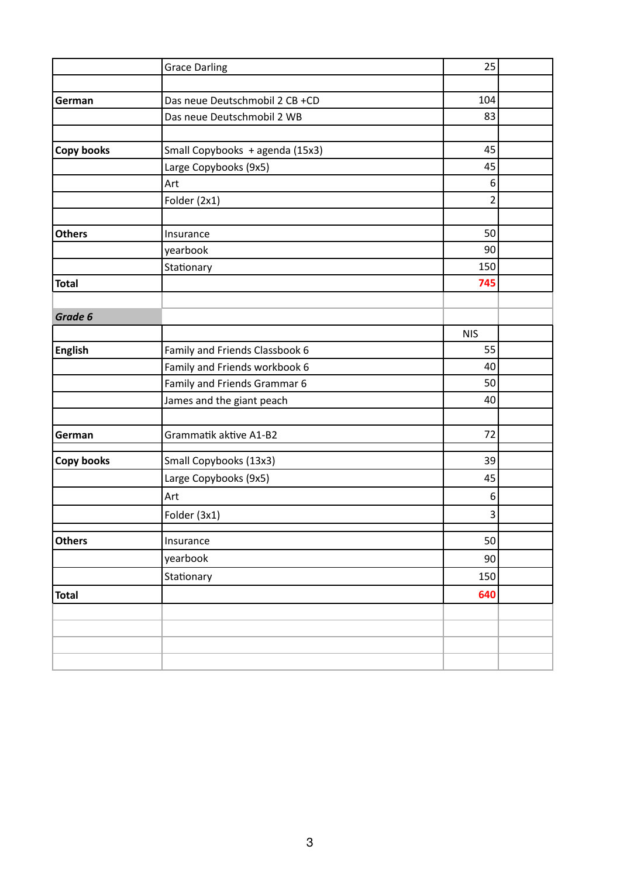| | | | |
|---|---|---|---|
| | Grace Darling | 25 | |
| | | | |
| **German** | Das neue Deutschmobil 2 CB +CD | 104 | |
| | Das neue Deutschmobil 2 WB | 83 | |
| | | | |
| **Copy books** | Small Copybooks + agenda (15x3) | 45 | |
| | Large Copybooks (9x5) | 45 | |
| | Art | 6 | |
| | Folder (2x1) | 2 | |
| | | | |
| **Others** | Insurance | 50 | |
| | yearbook | 90 | |
| | Stationary | 150 | |
| **Total** | | **745** | |
| | | | |
| ***Grade 6*** | | | |
| | | NIS | |
| **English** | Family and Friends Classbook 6 | 55 | |
| | Family and Friends workbook 6 | 40 | |
| | Family and Friends Grammar 6 | 50 | |
| | James and the giant peach | 40 | |
| | | | |
| **German** | Grammatik aktive A1-B2 | 72 | |
| | | | |
| **Copy books** | Small Copybooks (13x3) | 39 | |
| | Large Copybooks (9x5) | 45 | |
| | Art | 6 | |
| | Folder (3x1) | 3 | |
| | | | |
| **Others** | Insurance | 50 | |
| | yearbook | 90 | |
| | Stationary | 150 | |
| **Total** | | **640** | |
| | | | |
| | | | |
| | | | |
| | | | |